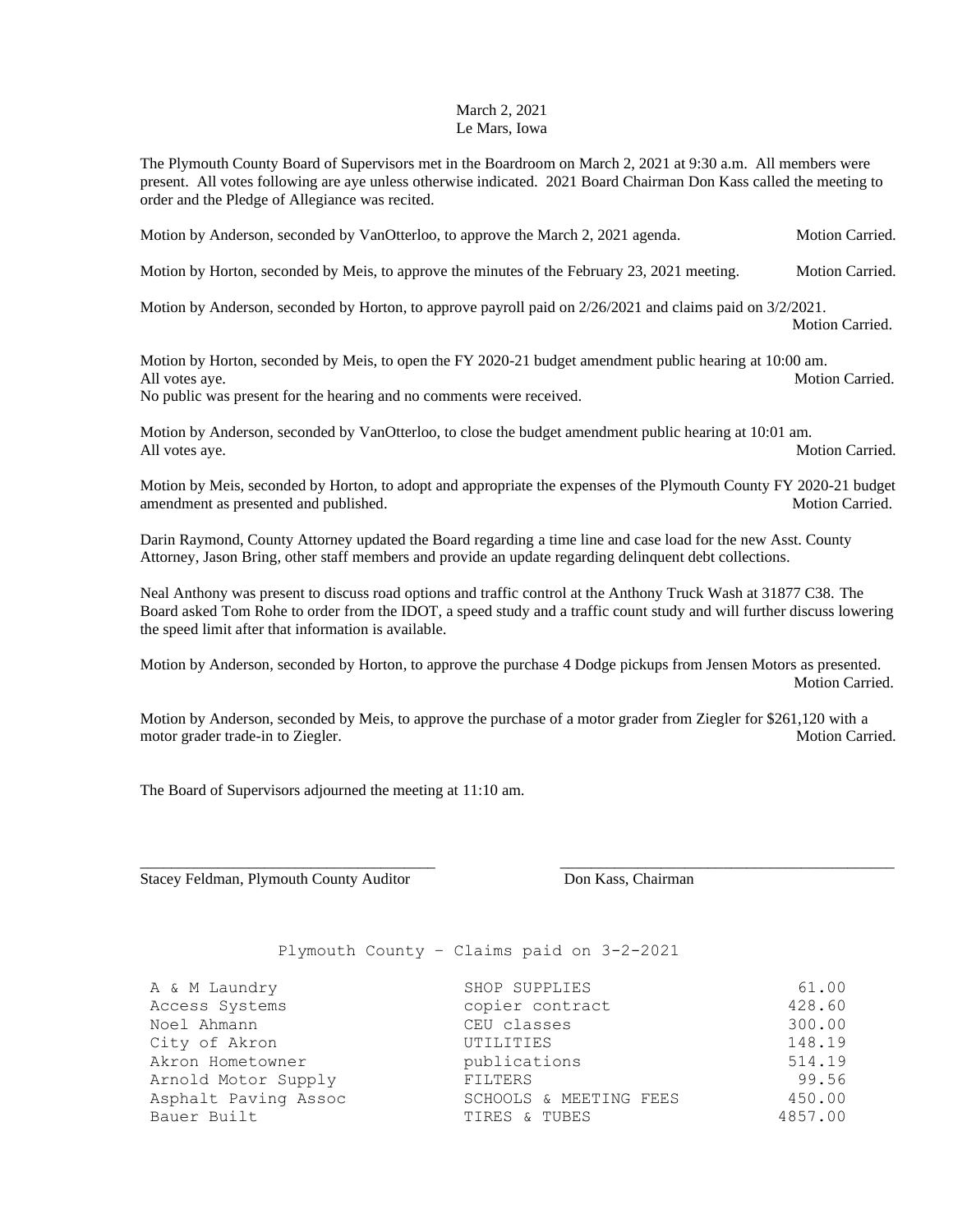March 2, 2021
Le Mars, Iowa

The Plymouth County Board of Supervisors met in the Boardroom on March 2, 2021 at 9:30 a.m. All members were present. All votes following are aye unless otherwise indicated. 2021 Board Chairman Don Kass called the meeting to order and the Pledge of Allegiance was recited.

Motion by Anderson, seconded by VanOtterloo, to approve the March 2, 2021 agenda. Motion Carried.

Motion by Horton, seconded by Meis, to approve the minutes of the February 23, 2021 meeting. Motion Carried.

Motion by Anderson, seconded by Horton, to approve payroll paid on 2/26/2021 and claims paid on 3/2/2021. Motion Carried.

Motion by Horton, seconded by Meis, to open the FY 2020-21 budget amendment public hearing at 10:00 am. All votes aye. Motion Carried.
No public was present for the hearing and no comments were received.

Motion by Anderson, seconded by VanOtterloo, to close the budget amendment public hearing at 10:01 am. All votes aye. Motion Carried.

Motion by Meis, seconded by Horton, to adopt and appropriate the expenses of the Plymouth County FY 2020-21 budget amendment as presented and published. Motion Carried.

Darin Raymond, County Attorney updated the Board regarding a time line and case load for the new Asst. County Attorney, Jason Bring, other staff members and provide an update regarding delinquent debt collections.

Neal Anthony was present to discuss road options and traffic control at the Anthony Truck Wash at 31877 C38. The Board asked Tom Rohe to order from the IDOT, a speed study and a traffic count study and will further discuss lowering the speed limit after that information is available.

Motion by Anderson, seconded by Horton, to approve the purchase 4 Dodge pickups from Jensen Motors as presented. Motion Carried.

Motion by Anderson, seconded by Meis, to approve the purchase of a motor grader from Ziegler for $261,120 with a motor grader trade-in to Ziegler. Motion Carried.

The Board of Supervisors adjourned the meeting at 11:10 am.

______________________________________ ______________________________________
Stacey Feldman, Plymouth County Auditor Don Kass, Chairman

Plymouth County – Claims paid on 3-2-2021

| | | |
|---|---|---|
| A & M Laundry | SHOP SUPPLIES | 61.00 |
| Access Systems | copier contract | 428.60 |
| Noel Ahmann | CEU classes | 300.00 |
| City of Akron | UTILITIES | 148.19 |
| Akron Hometowner | publications | 514.19 |
| Arnold Motor Supply | FILTERS | 99.56 |
| Asphalt Paving Assoc | SCHOOLS & MEETING FEES | 450.00 |
| Bauer Built | TIRES & TUBES | 4857.00 |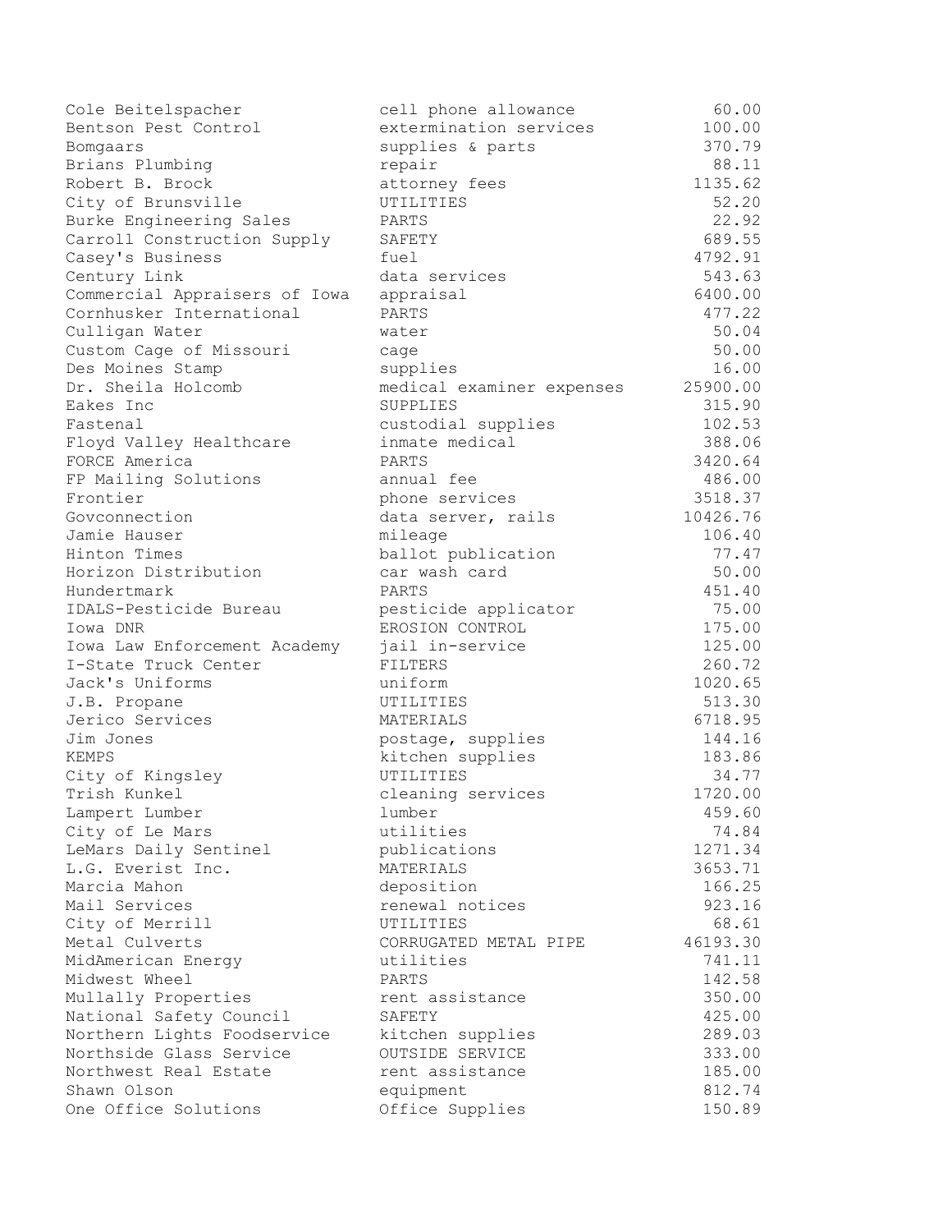| | | |
|---|---|---|
| Cole Beitelspacher | cell phone allowance | 60.00 |
| Bentson Pest Control | extermination services | 100.00 |
| Bomgaars | supplies & parts | 370.79 |
| Brians Plumbing | repair | 88.11 |
| Robert B. Brock | attorney fees | 1135.62 |
| City of Brunsville | UTILITIES | 52.20 |
| Burke Engineering Sales | PARTS | 22.92 |
| Carroll Construction Supply | SAFETY | 689.55 |
| Casey's Business | fuel | 4792.91 |
| Century Link | data services | 543.63 |
| Commercial Appraisers of Iowa | appraisal | 6400.00 |
| Cornhusker International | PARTS | 477.22 |
| Culligan Water | water | 50.04 |
| Custom Cage of Missouri | cage | 50.00 |
| Des Moines Stamp | supplies | 16.00 |
| Dr. Sheila Holcomb | medical examiner expenses | 25900.00 |
| Eakes Inc | SUPPLIES | 315.90 |
| Fastenal | custodial supplies | 102.53 |
| Floyd Valley Healthcare | inmate medical | 388.06 |
| FORCE America | PARTS | 3420.64 |
| FP Mailing Solutions | annual fee | 486.00 |
| Frontier | phone services | 3518.37 |
| Govconnection | data server, rails | 10426.76 |
| Jamie Hauser | mileage | 106.40 |
| Hinton Times | ballot publication | 77.47 |
| Horizon Distribution | car wash card | 50.00 |
| Hundertmark | PARTS | 451.40 |
| IDALS-Pesticide Bureau | pesticide applicator | 75.00 |
| Iowa DNR | EROSION CONTROL | 175.00 |
| Iowa Law Enforcement Academy | jail in-service | 125.00 |
| I-State Truck Center | FILTERS | 260.72 |
| Jack's Uniforms | uniform | 1020.65 |
| J.B. Propane | UTILITIES | 513.30 |
| Jerico Services | MATERIALS | 6718.95 |
| Jim Jones | postage, supplies | 144.16 |
| KEMPS | kitchen supplies | 183.86 |
| City of Kingsley | UTILITIES | 34.77 |
| Trish Kunkel | cleaning services | 1720.00 |
| Lampert Lumber | lumber | 459.60 |
| City of Le Mars | utilities | 74.84 |
| LeMars Daily Sentinel | publications | 1271.34 |
| L.G. Everist Inc. | MATERIALS | 3653.71 |
| Marcia Mahon | deposition | 166.25 |
| Mail Services | renewal notices | 923.16 |
| City of Merrill | UTILITIES | 68.61 |
| Metal Culverts | CORRUGATED METAL PIPE | 46193.30 |
| MidAmerican Energy | utilities | 741.11 |
| Midwest Wheel | PARTS | 142.58 |
| Mullally Properties | rent assistance | 350.00 |
| National Safety Council | SAFETY | 425.00 |
| Northern Lights Foodservice | kitchen supplies | 289.03 |
| Northside Glass Service | OUTSIDE SERVICE | 333.00 |
| Northwest Real Estate | rent assistance | 185.00 |
| Shawn Olson | equipment | 812.74 |
| One Office Solutions | Office Supplies | 150.89 |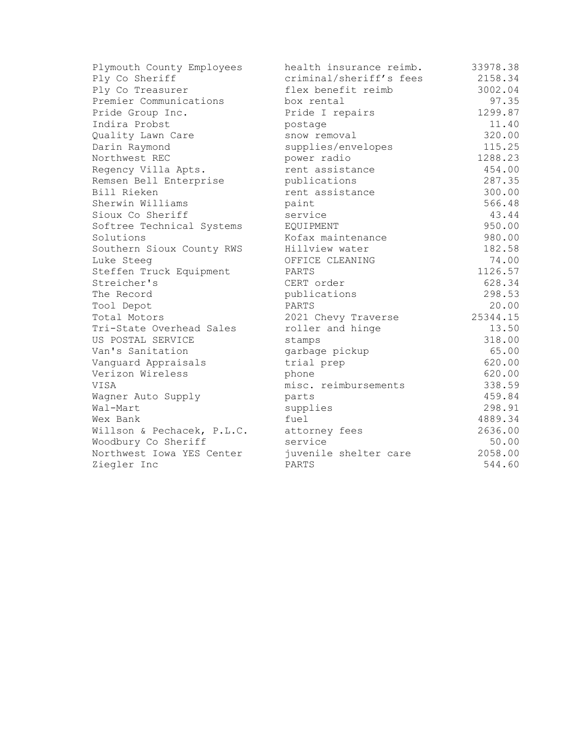| | | |
|---|---|---|
| Plymouth County Employees | health insurance reimb. | 33978.38 |
| Ply Co Sheriff | criminal/sheriff's fees | 2158.34 |
| Ply Co Treasurer | flex benefit reimb | 3002.04 |
| Premier Communications | box rental | 97.35 |
| Pride Group Inc. | Pride I repairs | 1299.87 |
| Indira Probst | postage | 11.40 |
| Quality Lawn Care | snow removal | 320.00 |
| Darin Raymond | supplies/envelopes | 115.25 |
| Northwest REC | power radio | 1288.23 |
| Regency Villa Apts. | rent assistance | 454.00 |
| Remsen Bell Enterprise | publications | 287.35 |
| Bill Rieken | rent assistance | 300.00 |
| Sherwin Williams | paint | 566.48 |
| Sioux Co Sheriff | service | 43.44 |
| Softree Technical Systems | EQUIPMENT | 950.00 |
| Solutions | Kofax maintenance | 980.00 |
| Southern Sioux County RWS | Hillview water | 182.58 |
| Luke Steeg | OFFICE CLEANING | 74.00 |
| Steffen Truck Equipment | PARTS | 1126.57 |
| Streicher's | CERT order | 628.34 |
| The Record | publications | 298.53 |
| Tool Depot | PARTS | 20.00 |
| Total Motors | 2021 Chevy Traverse | 25344.15 |
| Tri-State Overhead Sales | roller and hinge | 13.50 |
| US POSTAL SERVICE | stamps | 318.00 |
| Van's Sanitation | garbage pickup | 65.00 |
| Vanguard Appraisals | trial prep | 620.00 |
| Verizon Wireless | phone | 620.00 |
| VISA | misc. reimbursements | 338.59 |
| Wagner Auto Supply | parts | 459.84 |
| Wal-Mart | supplies | 298.91 |
| Wex Bank | fuel | 4889.34 |
| Willson & Pechacek, P.L.C. | attorney fees | 2636.00 |
| Woodbury Co Sheriff | service | 50.00 |
| Northwest Iowa YES Center | juvenile shelter care | 2058.00 |
| Ziegler Inc | PARTS | 544.60 |